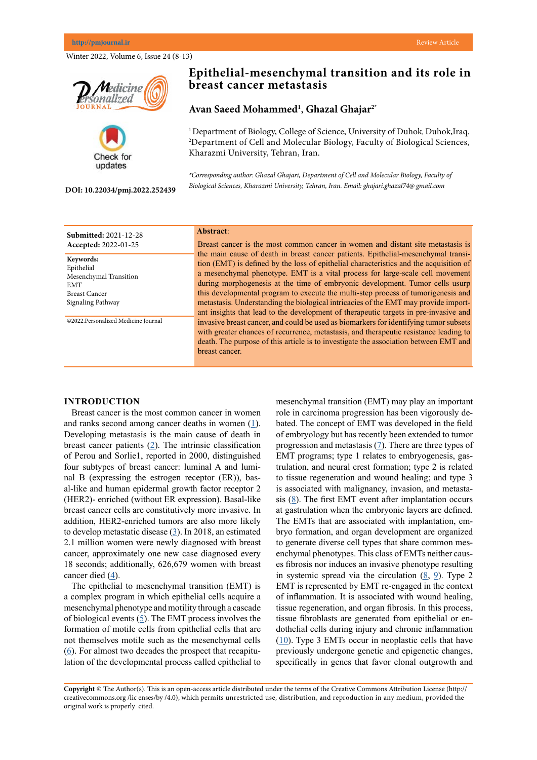# Epithelial-mesenchymal transition and its role in breast cancer metastasis

**Avan Saeed Mohammed[1], Ghazal Ghajar[2*]**

[1] Department of Biology, College of Science, University of Duhok, Duhok,Iraq.
[2]Department of Cell and Molecular Biology, Faculty of Biological Sciences, Kharazmi University, Tehran, Iran.

*\*Corresponding author: Ghazal Ghajari, Department of Cell and Molecular Biology, Faculty of Biological Sciences, Kharazmi University, Tehran, Iran. Email: ghajari.ghazal74@ gmail.com*

**DOI: 10.22034/pmj.2022.252439**

**Submitted:** 2021-12-28
**Accepted:** 2022-01-25

**Keywords:**
Epithelial
Mesenchymal Transition
EMT
Breast Cancer
Signaling Pathway

©2022.Personalized Medicine Journal

**Abstract**:

Breast cancer is the most common cancer in women and distant site metastasis is the main cause of death in breast cancer patients. Epithelial-mesenchymal transition (EMT) is defined by the loss of epithelial characteristics and the acquisition of a mesenchymal phenotype. EMT is a vital process for large-scale cell movement during morphogenesis at the time of embryonic development. Tumor cells usurp this developmental program to execute the multi-step process of tumorigenesis and metastasis. Understanding the biological intricacies of the EMT may provide important insights that lead to the development of therapeutic targets in pre-invasive and invasive breast cancer, and could be used as biomarkers for identifying tumor subsets with greater chances of recurrence, metastasis, and therapeutic resistance leading to death. The purpose of this article is to investigate the association between EMT and breast cancer.

## INTRODUCTION

Breast cancer is the most common cancer in women and ranks second among cancer deaths in women (1). Developing metastasis is the main cause of death in breast cancer patients (2). The intrinsic classification of Perou and Sorlie1, reported in 2000, distinguished four subtypes of breast cancer: luminal A and luminal B (expressing the estrogen receptor (ER)), basal-like and human epidermal growth factor receptor 2 (HER2)- enriched (without ER expression). Basal-like breast cancer cells are constitutively more invasive. In addition, HER2-enriched tumors are also more likely to develop metastatic disease (3). In 2018, an estimated 2.1 million women were newly diagnosed with breast cancer, approximately one new case diagnosed every 18 seconds; additionally, 626,679 women with breast cancer died (4).

The epithelial to mesenchymal transition (EMT) is a complex program in which epithelial cells acquire a mesenchymal phenotype and motility through a cascade of biological events (5). The EMT process involves the formation of motile cells from epithelial cells that are not themselves motile such as the mesenchymal cells (6). For almost two decades the prospect that recapitulation of the developmental process called epithelial to mesenchymal transition (EMT) may play an important role in carcinoma progression has been vigorously debated. The concept of EMT was developed in the field of embryology but has recently been extended to tumor progression and metastasis (7). There are three types of EMT programs; type 1 relates to embryogenesis, gastrulation, and neural crest formation; type 2 is related to tissue regeneration and wound healing; and type 3 is associated with malignancy, invasion, and metastasis (8). The first EMT event after implantation occurs at gastrulation when the embryonic layers are defined. The EMTs that are associated with implantation, embryo formation, and organ development are organized to generate diverse cell types that share common mesenchymal phenotypes. This class of EMTs neither causes fibrosis nor induces an invasive phenotype resulting in systemic spread via the circulation (8, 9). Type 2 EMT is represented by EMT re-engaged in the context of inflammation. It is associated with wound healing, tissue regeneration, and organ fibrosis. In this process, tissue fibroblasts are generated from epithelial or endothelial cells during injury and chronic inflammation (10). Type 3 EMTs occur in neoplastic cells that have previously undergone genetic and epigenetic changes, specifically in genes that favor clonal outgrowth and

**Copyright** © The Author(s). This is an open-access article distributed under the terms of the Creative Commons Attribution License (http://creativecommons.org /lic enses/by /4.0), which permits unrestricted use, distribution, and reproduction in any medium, provided the original work is properly cited.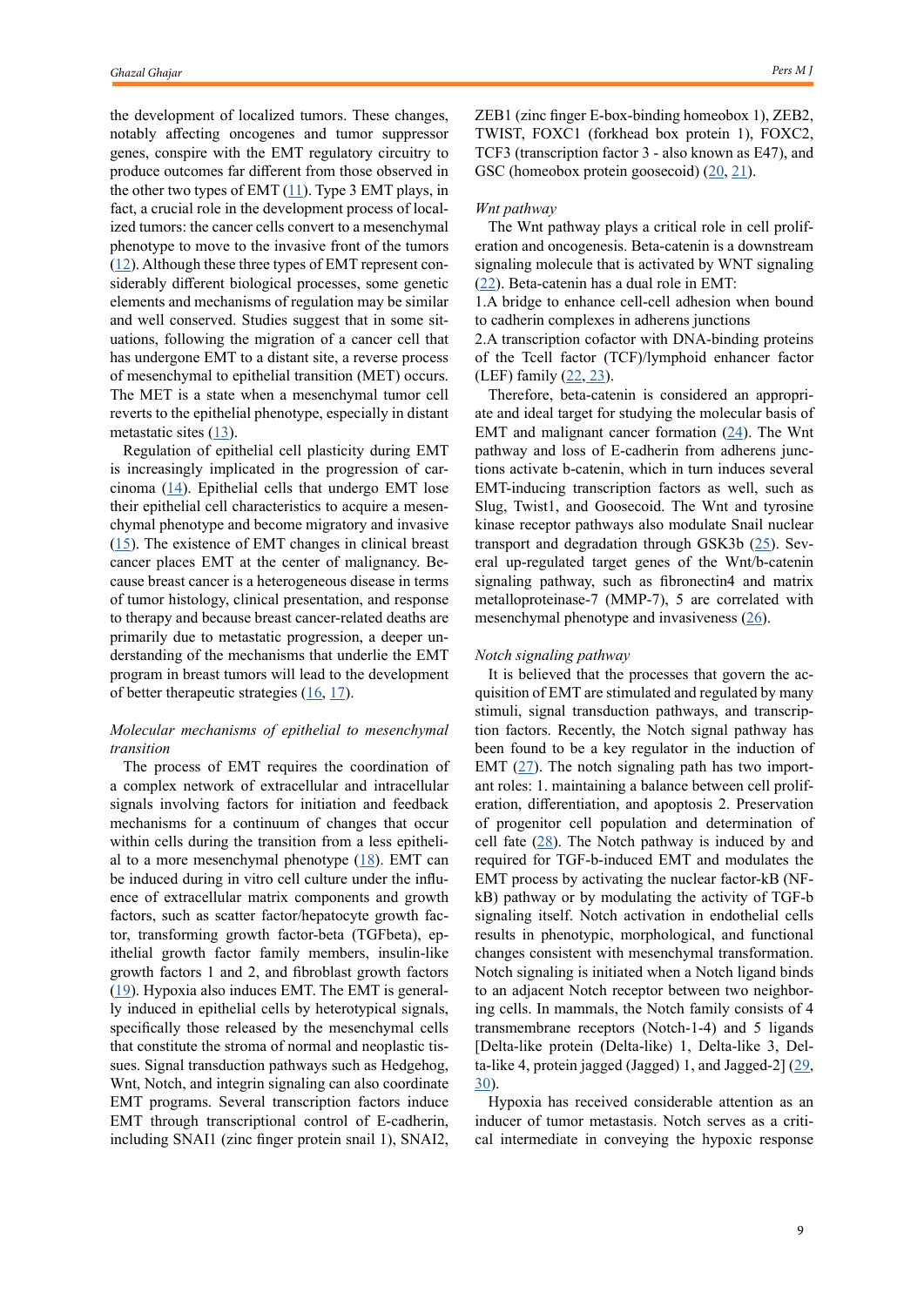the development of localized tumors. These changes, notably affecting oncogenes and tumor suppressor genes, conspire with the EMT regulatory circuitry to produce outcomes far different from those observed in the other two types of EMT (11). Type 3 EMT plays, in fact, a crucial role in the development process of localized tumors: the cancer cells convert to a mesenchymal phenotype to move to the invasive front of the tumors (12). Although these three types of EMT represent considerably different biological processes, some genetic elements and mechanisms of regulation may be similar and well conserved. Studies suggest that in some situations, following the migration of a cancer cell that has undergone EMT to a distant site, a reverse process of mesenchymal to epithelial transition (MET) occurs. The MET is a state when a mesenchymal tumor cell reverts to the epithelial phenotype, especially in distant metastatic sites (13).

Regulation of epithelial cell plasticity during EMT is increasingly implicated in the progression of carcinoma (14). Epithelial cells that undergo EMT lose their epithelial cell characteristics to acquire a mesenchymal phenotype and become migratory and invasive (15). The existence of EMT changes in clinical breast cancer places EMT at the center of malignancy. Because breast cancer is a heterogeneous disease in terms of tumor histology, clinical presentation, and response to therapy and because breast cancer-related deaths are primarily due to metastatic progression, a deeper understanding of the mechanisms that underlie the EMT program in breast tumors will lead to the development of better therapeutic strategies (16, 17).

*Molecular mechanisms of epithelial to mesenchymal transition*

The process of EMT requires the coordination of a complex network of extracellular and intracellular signals involving factors for initiation and feedback mechanisms for a continuum of changes that occur within cells during the transition from a less epithelial to a more mesenchymal phenotype (18). EMT can be induced during in vitro cell culture under the influence of extracellular matrix components and growth factors, such as scatter factor/hepatocyte growth factor, transforming growth factor-beta (TGFbeta), epithelial growth factor family members, insulin-like growth factors 1 and 2, and fibroblast growth factors (19). Hypoxia also induces EMT. The EMT is generally induced in epithelial cells by heterotypical signals, specifically those released by the mesenchymal cells that constitute the stroma of normal and neoplastic tissues. Signal transduction pathways such as Hedgehog, Wnt, Notch, and integrin signaling can also coordinate EMT programs. Several transcription factors induce EMT through transcriptional control of E-cadherin, including SNAI1 (zinc finger protein snail 1), SNAI2, ZEB1 (zinc finger E-box-binding homeobox 1), ZEB2, TWIST, FOXC1 (forkhead box protein 1), FOXC2, TCF3 (transcription factor 3 - also known as E47), and GSC (homeobox protein goosecoid) (20, 21).

*Wnt pathway*

The Wnt pathway plays a critical role in cell proliferation and oncogenesis. Beta-catenin is a downstream signaling molecule that is activated by WNT signaling (22). Beta-catenin has a dual role in EMT:

1. A bridge to enhance cell-cell adhesion when bound to cadherin complexes in adherens junctions
2. A transcription cofactor with DNA-binding proteins of the Tcell factor (TCF)/lymphoid enhancer factor (LEF) family (22, 23).

Therefore, beta-catenin is considered an appropriate and ideal target for studying the molecular basis of EMT and malignant cancer formation (24). The Wnt pathway and loss of E-cadherin from adherens junctions activate b-catenin, which in turn induces several EMT-inducing transcription factors as well, such as Slug, Twist1, and Goosecoid. The Wnt and tyrosine kinase receptor pathways also modulate Snail nuclear transport and degradation through GSK3b (25). Several up-regulated target genes of the Wnt/b-catenin signaling pathway, such as fibronectin4 and matrix metalloproteinase-7 (MMP-7), 5 are correlated with mesenchymal phenotype and invasiveness (26).

*Notch signaling pathway*

It is believed that the processes that govern the acquisition of EMT are stimulated and regulated by many stimuli, signal transduction pathways, and transcription factors. Recently, the Notch signal pathway has been found to be a key regulator in the induction of EMT (27). The notch signaling path has two important roles: 1. maintaining a balance between cell proliferation, differentiation, and apoptosis 2. Preservation of progenitor cell population and determination of cell fate (28). The Notch pathway is induced by and required for TGF-b-induced EMT and modulates the EMT process by activating the nuclear factor-kB (NF-kB) pathway or by modulating the activity of TGF-b signaling itself. Notch activation in endothelial cells results in phenotypic, morphological, and functional changes consistent with mesenchymal transformation. Notch signaling is initiated when a Notch ligand binds to an adjacent Notch receptor between two neighboring cells. In mammals, the Notch family consists of 4 transmembrane receptors (Notch-1-4) and 5 ligands [Delta-like protein (Delta-like) 1, Delta-like 3, Delta-like 4, protein jagged (Jagged) 1, and Jagged-2] (29, 30).

Hypoxia has received considerable attention as an inducer of tumor metastasis. Notch serves as a critical intermediate in conveying the hypoxic response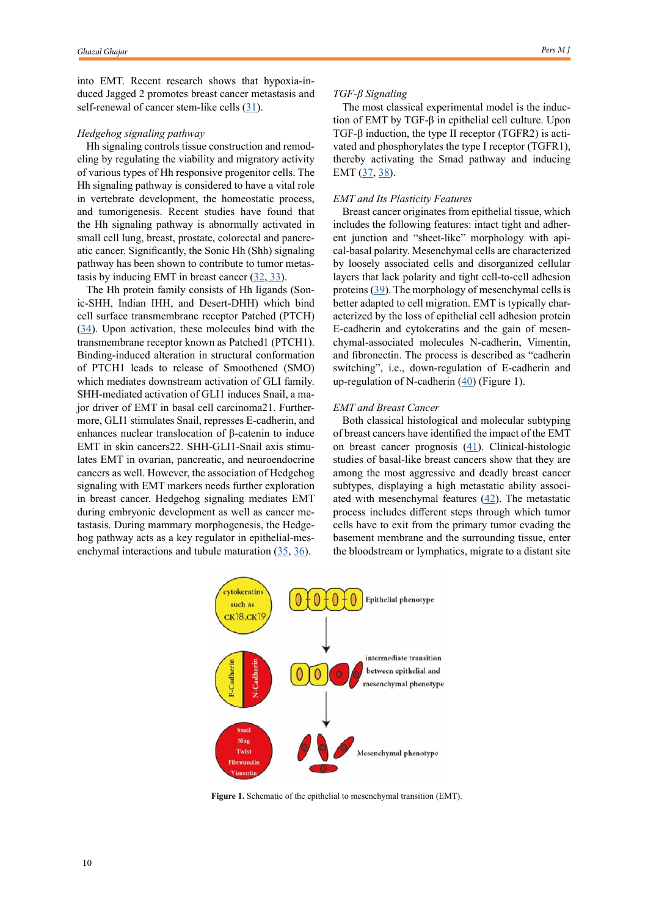into EMT. Recent research shows that hypoxia-induced Jagged 2 promotes breast cancer metastasis and self-renewal of cancer stem-like cells (31).

*Hedgehog signaling pathway*

Hh signaling controls tissue construction and remodeling by regulating the viability and migratory activity of various types of Hh responsive progenitor cells. The Hh signaling pathway is considered to have a vital role in vertebrate development, the homeostatic process, and tumorigenesis. Recent studies have found that the Hh signaling pathway is abnormally activated in small cell lung, breast, prostate, colorectal and pancreatic cancer. Significantly, the Sonic Hh (Shh) signaling pathway has been shown to contribute to tumor metastasis by inducing EMT in breast cancer (32, 33).

The Hh protein family consists of Hh ligands (Sonic-SHH, Indian IHH, and Desert-DHH) which bind cell surface transmembrane receptor Patched (PTCH) (34). Upon activation, these molecules bind with the transmembrane receptor known as Patched1 (PTCH1). Binding-induced alteration in structural conformation of PTCH1 leads to release of Smoothened (SMO) which mediates downstream activation of GLI family. SHH-mediated activation of GLI1 induces Snail, a major driver of EMT in basal cell carcinoma21. Furthermore, GLI1 stimulates Snail, represses E-cadherin, and enhances nuclear translocation of β-catenin to induce EMT in skin cancers22. SHH-GLI1-Snail axis stimulates EMT in ovarian, pancreatic, and neuroendocrine cancers as well. However, the association of Hedgehog signaling with EMT markers needs further exploration in breast cancer. Hedgehog signaling mediates EMT during embryonic development as well as cancer metastasis. During mammary morphogenesis, the Hedgehog pathway acts as a key regulator in epithelial-mesenchymal interactions and tubule maturation (35, 36).

*TGF-β Signaling*

The most classical experimental model is the induction of EMT by TGF-β in epithelial cell culture. Upon TGF-β induction, the type II receptor (TGFR2) is activated and phosphorylates the type I receptor (TGFR1), thereby activating the Smad pathway and inducing EMT (37, 38).

*EMT and Its Plasticity Features*

Breast cancer originates from epithelial tissue, which includes the following features: intact tight and adherent junction and "sheet-like" morphology with apical-basal polarity. Mesenchymal cells are characterized by loosely associated cells and disorganized cellular layers that lack polarity and tight cell-to-cell adhesion proteins (39). The morphology of mesenchymal cells is better adapted to cell migration. EMT is typically characterized by the loss of epithelial cell adhesion protein E-cadherin and cytokeratins and the gain of mesenchymal-associated molecules N-cadherin, Vimentin, and fibronectin. The process is described as "cadherin switching", i.e., down-regulation of E-cadherin and up-regulation of N-cadherin (40) (Figure 1).

*EMT and Breast Cancer*

Both classical histological and molecular subtyping of breast cancers have identified the impact of the EMT on breast cancer prognosis (41). Clinical-histologic studies of basal-like breast cancers show that they are among the most aggressive and deadly breast cancer subtypes, displaying a high metastatic ability associated with mesenchymal features (42). The metastatic process includes different steps through which tumor cells have to exit from the primary tumor evading the basement membrane and the surrounding tissue, enter the bloodstream or lymphatics, migrate to a distant site

**Figure 1.** Schematic of the epithelial to mesenchymal transition (EMT).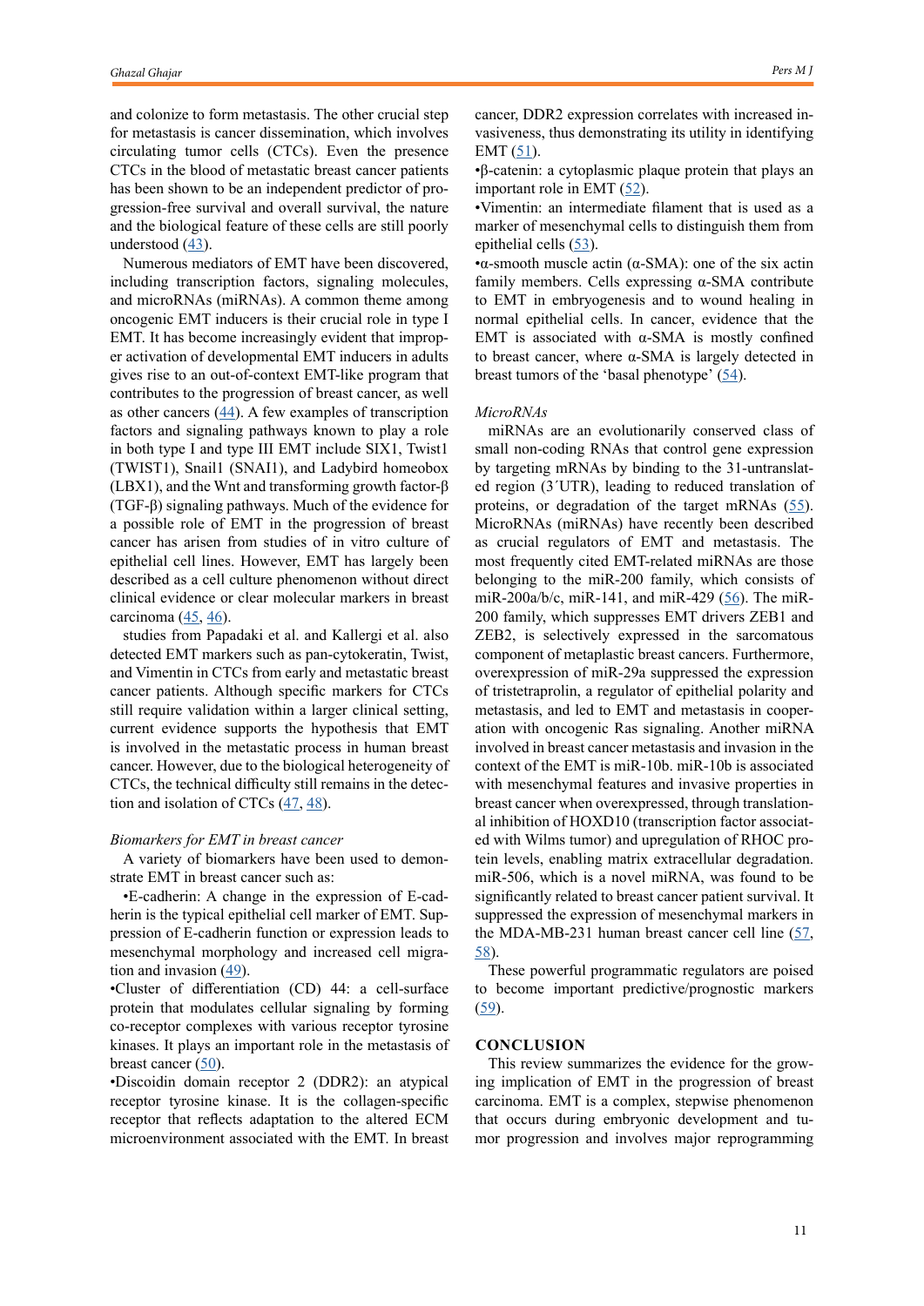and colonize to form metastasis. The other crucial step for metastasis is cancer dissemination, which involves circulating tumor cells (CTCs). Even the presence CTCs in the blood of metastatic breast cancer patients has been shown to be an independent predictor of progression-free survival and overall survival, the nature and the biological feature of these cells are still poorly understood (43).

Numerous mediators of EMT have been discovered, including transcription factors, signaling molecules, and microRNAs (miRNAs). A common theme among oncogenic EMT inducers is their crucial role in type I EMT. It has become increasingly evident that improper activation of developmental EMT inducers in adults gives rise to an out-of-context EMT-like program that contributes to the progression of breast cancer, as well as other cancers (44). A few examples of transcription factors and signaling pathways known to play a role in both type I and type III EMT include SIX1, Twist1 (TWIST1), Snail1 (SNAI1), and Ladybird homeobox (LBX1), and the Wnt and transforming growth factor-β (TGF-β) signaling pathways. Much of the evidence for a possible role of EMT in the progression of breast cancer has arisen from studies of in vitro culture of epithelial cell lines. However, EMT has largely been described as a cell culture phenomenon without direct clinical evidence or clear molecular markers in breast carcinoma (45, 46).

studies from Papadaki et al. and Kallergi et al. also detected EMT markers such as pan-cytokeratin, Twist, and Vimentin in CTCs from early and metastatic breast cancer patients. Although specific markers for CTCs still require validation within a larger clinical setting, current evidence supports the hypothesis that EMT is involved in the metastatic process in human breast cancer. However, due to the biological heterogeneity of CTCs, the technical difficulty still remains in the detection and isolation of CTCs (47, 48).

*Biomarkers for EMT in breast cancer*

A variety of biomarkers have been used to demonstrate EMT in breast cancer such as:

•E-cadherin: A change in the expression of E-cadherin is the typical epithelial cell marker of EMT. Suppression of E-cadherin function or expression leads to mesenchymal morphology and increased cell migration and invasion (49).

•Cluster of differentiation (CD) 44: a cell-surface protein that modulates cellular signaling by forming co-receptor complexes with various receptor tyrosine kinases. It plays an important role in the metastasis of breast cancer (50).

•Discoidin domain receptor 2 (DDR2): an atypical receptor tyrosine kinase. It is the collagen-specific receptor that reflects adaptation to the altered ECM microenvironment associated with the EMT. In breast cancer, DDR2 expression correlates with increased invasiveness, thus demonstrating its utility in identifying EMT (51).

•β-catenin: a cytoplasmic plaque protein that plays an important role in EMT (52).

•Vimentin: an intermediate filament that is used as a marker of mesenchymal cells to distinguish them from epithelial cells (53).

•α-smooth muscle actin (α-SMA): one of the six actin family members. Cells expressing α-SMA contribute to EMT in embryogenesis and to wound healing in normal epithelial cells. In cancer, evidence that the EMT is associated with α-SMA is mostly confined to breast cancer, where α-SMA is largely detected in breast tumors of the 'basal phenotype' (54).

*MicroRNAs*

miRNAs are an evolutionarily conserved class of small non-coding RNAs that control gene expression by targeting mRNAs by binding to the 31-untranslated region (3´UTR), leading to reduced translation of proteins, or degradation of the target mRNAs (55). MicroRNAs (miRNAs) have recently been described as crucial regulators of EMT and metastasis. The most frequently cited EMT-related miRNAs are those belonging to the miR-200 family, which consists of miR-200a/b/c, miR-141, and miR-429 (56). The miR-200 family, which suppresses EMT drivers ZEB1 and ZEB2, is selectively expressed in the sarcomatous component of metaplastic breast cancers. Furthermore, overexpression of miR-29a suppressed the expression of tristetraprolin, a regulator of epithelial polarity and metastasis, and led to EMT and metastasis in cooperation with oncogenic Ras signaling. Another miRNA involved in breast cancer metastasis and invasion in the context of the EMT is miR-10b. miR-10b is associated with mesenchymal features and invasive properties in breast cancer when overexpressed, through translational inhibition of HOXD10 (transcription factor associated with Wilms tumor) and upregulation of RHOC protein levels, enabling matrix extracellular degradation. miR-506, which is a novel miRNA, was found to be significantly related to breast cancer patient survival. It suppressed the expression of mesenchymal markers in the MDA-MB-231 human breast cancer cell line (57, 58).

These powerful programmatic regulators are poised to become important predictive/prognostic markers (59).

## CONCLUSION

This review summarizes the evidence for the growing implication of EMT in the progression of breast carcinoma. EMT is a complex, stepwise phenomenon that occurs during embryonic development and tumor progression and involves major reprogramming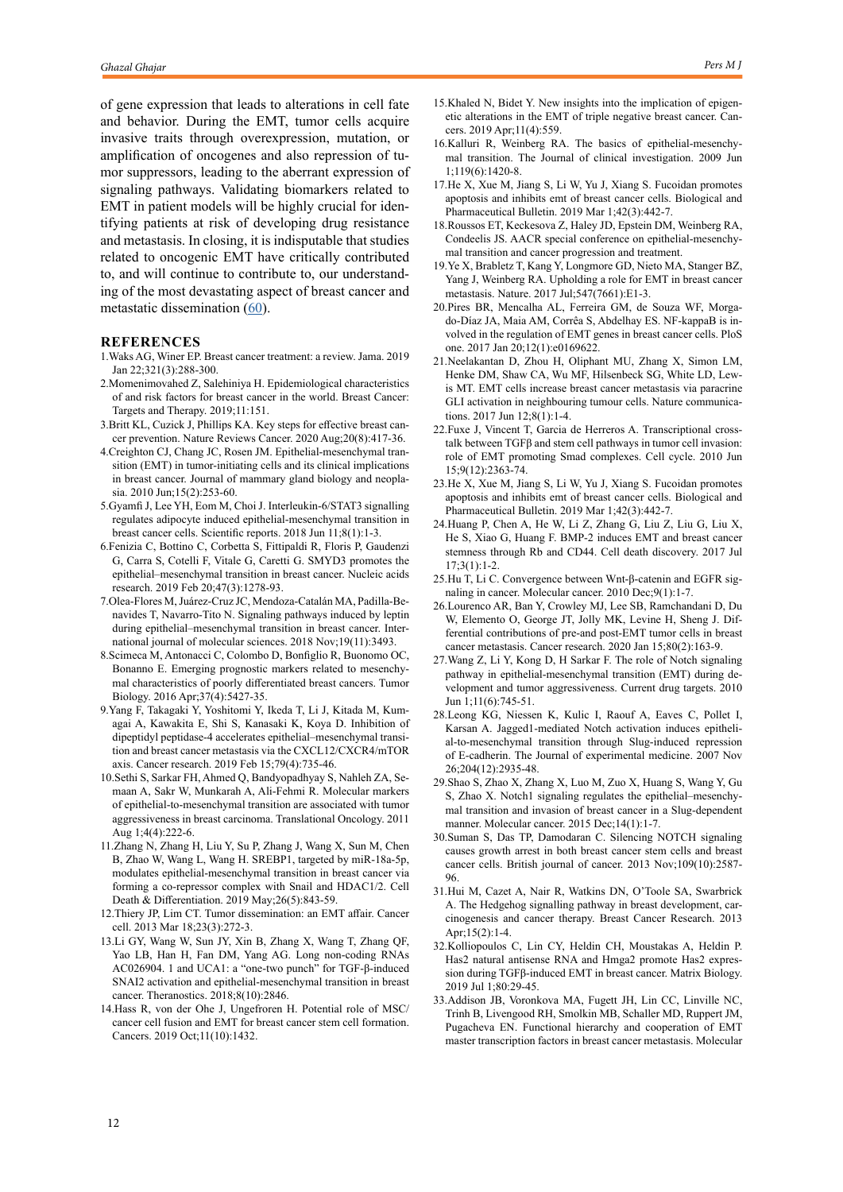of gene expression that leads to alterations in cell fate and behavior. During the EMT, tumor cells acquire invasive traits through overexpression, mutation, or amplification of oncogenes and also repression of tumor suppressors, leading to the aberrant expression of signaling pathways. Validating biomarkers related to EMT in patient models will be highly crucial for identifying patients at risk of developing drug resistance and metastasis. In closing, it is indisputable that studies related to oncogenic EMT have critically contributed to, and will continue to contribute to, our understanding of the most devastating aspect of breast cancer and metastatic dissemination (60).

## REFERENCES

1. Waks AG, Winer EP. Breast cancer treatment: a review. Jama. 2019 Jan 22;321(3):288-300.
2. Momenimovahed Z, Salehiniya H. Epidemiological characteristics of and risk factors for breast cancer in the world. Breast Cancer: Targets and Therapy. 2019;11:151.
3. Britt KL, Cuzick J, Phillips KA. Key steps for effective breast cancer prevention. Nature Reviews Cancer. 2020 Aug;20(8):417-36.
4. Creighton CJ, Chang JC, Rosen JM. Epithelial-mesenchymal transition (EMT) in tumor-initiating cells and its clinical implications in breast cancer. Journal of mammary gland biology and neoplasia. 2010 Jun;15(2):253-60.
5. Gyamfi J, Lee YH, Eom M, Choi J. Interleukin-6/STAT3 signalling regulates adipocyte induced epithelial-mesenchymal transition in breast cancer cells. Scientific reports. 2018 Jun 11;8(1):1-3.
6. Fenizia C, Bottino C, Corbetta S, Fittipaldi R, Floris P, Gaudenzi G, Carra S, Cotelli F, Vitale G, Caretti G. SMYD3 promotes the epithelial–mesenchymal transition in breast cancer. Nucleic acids research. 2019 Feb 20;47(3):1278-93.
7. Olea-Flores M, Juárez-Cruz JC, Mendoza-Catalán MA, Padilla-Benavides T, Navarro-Tito N. Signaling pathways induced by leptin during epithelial–mesenchymal transition in breast cancer. International journal of molecular sciences. 2018 Nov;19(11):3493.
8. Scimeca M, Antonacci C, Colombo D, Bonfiglio R, Buonomo OC, Bonanno E. Emerging prognostic markers related to mesenchymal characteristics of poorly differentiated breast cancers. Tumor Biology. 2016 Apr;37(4):5427-35.
9. Yang F, Takagaki Y, Yoshitomi Y, Ikeda T, Li J, Kitada M, Kumagai A, Kawakita E, Shi S, Kanasaki K, Koya D. Inhibition of dipeptidyl peptidase-4 accelerates epithelial–mesenchymal transition and breast cancer metastasis via the CXCL12/CXCR4/mTOR axis. Cancer research. 2019 Feb 15;79(4):735-46.
10. Sethi S, Sarkar FH, Ahmed Q, Bandyopadhyay S, Nahleh ZA, Semaan A, Sakr W, Munkarah A, Ali-Fehmi R. Molecular markers of epithelial-to-mesenchymal transition are associated with tumor aggressiveness in breast carcinoma. Translational Oncology. 2011 Aug 1;4(4):222-6.
11. Zhang N, Zhang H, Liu Y, Su P, Zhang J, Wang X, Sun M, Chen B, Zhao W, Wang L, Wang H. SREBP1, targeted by miR-18a-5p, modulates epithelial-mesenchymal transition in breast cancer via forming a co-repressor complex with Snail and HDAC1/2. Cell Death & Differentiation. 2019 May;26(5):843-59.
12. Thiery JP, Lim CT. Tumor dissemination: an EMT affair. Cancer cell. 2013 Mar 18;23(3):272-3.
13. Li GY, Wang W, Sun JY, Xin B, Zhang X, Wang T, Zhang QF, Yao LB, Han H, Fan DM, Yang AG. Long non-coding RNAs AC026904. 1 and UCA1: a "one-two punch" for TGF-β-induced SNAI2 activation and epithelial-mesenchymal transition in breast cancer. Theranostics. 2018;8(10):2846.
14. Hass R, von der Ohe J, Ungefroren H. Potential role of MSC/cancer cell fusion and EMT for breast cancer stem cell formation. Cancers. 2019 Oct;11(10):1432.
15. Khaled N, Bidet Y. New insights into the implication of epigenetic alterations in the EMT of triple negative breast cancer. Cancers. 2019 Apr;11(4):559.
16. Kalluri R, Weinberg RA. The basics of epithelial-mesenchymal transition. The Journal of clinical investigation. 2009 Jun 1;119(6):1420-8.
17. He X, Xue M, Jiang S, Li W, Yu J, Xiang S. Fucoidan promotes apoptosis and inhibits emt of breast cancer cells. Biological and Pharmaceutical Bulletin. 2019 Mar 1;42(3):442-7.
18. Roussos ET, Keckesova Z, Haley JD, Epstein DM, Weinberg RA, Condeelis JS. AACR special conference on epithelial-mesenchymal transition and cancer progression and treatment.
19. Ye X, Brabletz T, Kang Y, Longmore GD, Nieto MA, Stanger BZ, Yang J, Weinberg RA. Upholding a role for EMT in breast cancer metastasis. Nature. 2017 Jul;547(7661):E1-3.
20. Pires BR, Mencalha AL, Ferreira GM, de Souza WF, Morgado-Díaz JA, Maia AM, Corrêa S, Abdelhay ES. NF-kappaB is involved in the regulation of EMT genes in breast cancer cells. PloS one. 2017 Jan 20;12(1):e0169622.
21. Neelakantan D, Zhou H, Oliphant MU, Zhang X, Simon LM, Henke DM, Shaw CA, Wu MF, Hilsenbeck SG, White LD, Lewis MT. EMT cells increase breast cancer metastasis via paracrine GLI activation in neighbouring tumour cells. Nature communications. 2017 Jun 12;8(1):1-4.
22. Fuxe J, Vincent T, Garcia de Herreros A. Transcriptional crosstalk between TGFβ and stem cell pathways in tumor cell invasion: role of EMT promoting Smad complexes. Cell cycle. 2010 Jun 15;9(12):2363-74.
23. He X, Xue M, Jiang S, Li W, Yu J, Xiang S. Fucoidan promotes apoptosis and inhibits emt of breast cancer cells. Biological and Pharmaceutical Bulletin. 2019 Mar 1;42(3):442-7.
24. Huang P, Chen A, He W, Li Z, Zhang G, Liu Z, Liu G, Liu X, He S, Xiao G, Huang F. BMP-2 induces EMT and breast cancer stemness through Rb and CD44. Cell death discovery. 2017 Jul 17;3(1):1-2.
25. Hu T, Li C. Convergence between Wnt-β-catenin and EGFR signaling in cancer. Molecular cancer. 2010 Dec;9(1):1-7.
26. Lourenco AR, Ban Y, Crowley MJ, Lee SB, Ramchandani D, Du W, Elemento O, George JT, Jolly MK, Levine H, Sheng J. Differential contributions of pre-and post-EMT tumor cells in breast cancer metastasis. Cancer research. 2020 Jan 15;80(2):163-9.
27. Wang Z, Li Y, Kong D, H Sarkar F. The role of Notch signaling pathway in epithelial-mesenchymal transition (EMT) during development and tumor aggressiveness. Current drug targets. 2010 Jun 1;11(6):745-51.
28. Leong KG, Niessen K, Kulic I, Raouf A, Eaves C, Pollet I, Karsan A. Jagged1-mediated Notch activation induces epithelial-to-mesenchymal transition through Slug-induced repression of E-cadherin. The Journal of experimental medicine. 2007 Nov 26;204(12):2935-48.
29. Shao S, Zhao X, Zhang X, Luo M, Zuo X, Huang S, Wang Y, Gu S, Zhao X. Notch1 signaling regulates the epithelial–mesenchymal transition and invasion of breast cancer in a Slug-dependent manner. Molecular cancer. 2015 Dec;14(1):1-7.
30. Suman S, Das TP, Damodaran C. Silencing NOTCH signaling causes growth arrest in both breast cancer stem cells and breast cancer cells. British journal of cancer. 2013 Nov;109(10):2587-96.
31. Hui M, Cazet A, Nair R, Watkins DN, O'Toole SA, Swarbrick A. The Hedgehog signalling pathway in breast development, carcinogenesis and cancer therapy. Breast Cancer Research. 2013 Apr;15(2):1-4.
32. Kolliopoulos C, Lin CY, Heldin CH, Moustakas A, Heldin P. Has2 natural antisense RNA and Hmga2 promote Has2 expression during TGFβ-induced EMT in breast cancer. Matrix Biology. 2019 Jul 1;80:29-45.
33. Addison JB, Voronkova MA, Fugett JH, Lin CC, Linville NC, Trinh B, Livengood RH, Smolkin MB, Schaller MD, Ruppert JM, Pugacheva EN. Functional hierarchy and cooperation of EMT master transcription factors in breast cancer metastasis. Molecular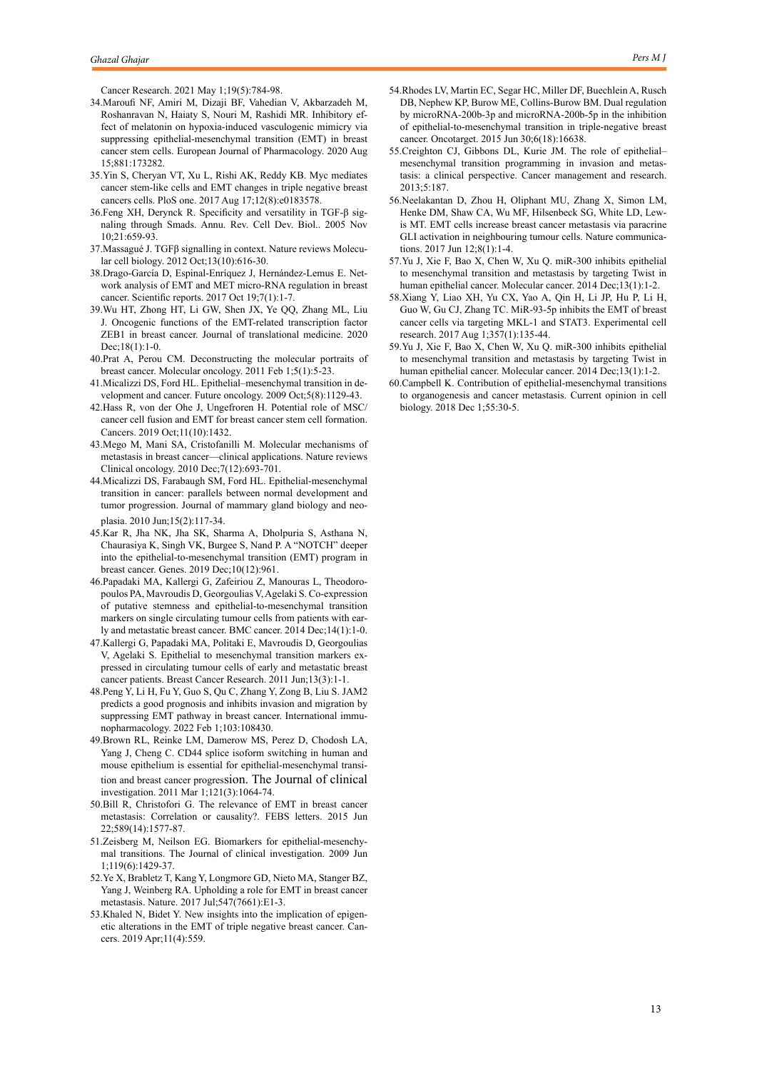Cancer Research. 2021 May 1;19(5):784-98.

34. Maroufi NF, Amiri M, Dizaji BF, Vahedian V, Akbarzadeh M, Roshanravan N, Haiaty S, Nouri M, Rashidi MR. Inhibitory effect of melatonin on hypoxia-induced vasculogenic mimicry via suppressing epithelial-mesenchymal transition (EMT) in breast cancer stem cells. European Journal of Pharmacology. 2020 Aug 15;881:173282.
35. Yin S, Cheryan VT, Xu L, Rishi AK, Reddy KB. Myc mediates cancer stem-like cells and EMT changes in triple negative breast cancers cells. PloS one. 2017 Aug 17;12(8):e0183578.
36. Feng XH, Derynck R. Specificity and versatility in TGF-β signaling through Smads. Annu. Rev. Cell Dev. Biol.. 2005 Nov 10;21:659-93.
37. Massagué J. TGFβ signalling in context. Nature reviews Molecular cell biology. 2012 Oct;13(10):616-30.
38. Drago-García D, Espinal-Enríquez J, Hernández-Lemus E. Network analysis of EMT and MET micro-RNA regulation in breast cancer. Scientific reports. 2017 Oct 19;7(1):1-7.
39. Wu HT, Zhong HT, Li GW, Shen JX, Ye QQ, Zhang ML, Liu J. Oncogenic functions of the EMT-related transcription factor ZEB1 in breast cancer. Journal of translational medicine. 2020 Dec;18(1):1-0.
40. Prat A, Perou CM. Deconstructing the molecular portraits of breast cancer. Molecular oncology. 2011 Feb 1;5(1):5-23.
41. Micalizzi DS, Ford HL. Epithelial–mesenchymal transition in development and cancer. Future oncology. 2009 Oct;5(8):1129-43.
42. Hass R, von der Ohe J, Ungefroren H. Potential role of MSC/cancer cell fusion and EMT for breast cancer stem cell formation. Cancers. 2019 Oct;11(10):1432.
43. Mego M, Mani SA, Cristofanilli M. Molecular mechanisms of metastasis in breast cancer—clinical applications. Nature reviews Clinical oncology. 2010 Dec;7(12):693-701.
44. Micalizzi DS, Farabaugh SM, Ford HL. Epithelial-mesenchymal transition in cancer: parallels between normal development and tumor progression. Journal of mammary gland biology and neoplasia. 2010 Jun;15(2):117-34.
45. Kar R, Jha NK, Jha SK, Sharma A, Dholpuria S, Asthana N, Chaurasiya K, Singh VK, Burgee S, Nand P. A "NOTCH" deeper into the epithelial-to-mesenchymal transition (EMT) program in breast cancer. Genes. 2019 Dec;10(12):961.
46. Papadaki MA, Kallergi G, Zafeiriou Z, Manouras L, Theodoropoulos PA, Mavroudis D, Georgoulias V, Agelaki S. Co-expression of putative stemness and epithelial-to-mesenchymal transition markers on single circulating tumour cells from patients with early and metastatic breast cancer. BMC cancer. 2014 Dec;14(1):1-0.
47. Kallergi G, Papadaki MA, Politaki E, Mavroudis D, Georgoulias V, Agelaki S. Epithelial to mesenchymal transition markers expressed in circulating tumour cells of early and metastatic breast cancer patients. Breast Cancer Research. 2011 Jun;13(3):1-1.
48. Peng Y, Li H, Fu Y, Guo S, Qu C, Zhang Y, Zong B, Liu S. JAM2 predicts a good prognosis and inhibits invasion and migration by suppressing EMT pathway in breast cancer. International immunopharmacology. 2022 Feb 1;103:108430.
49. Brown RL, Reinke LM, Damerow MS, Perez D, Chodosh LA, Yang J, Cheng C. CD44 splice isoform switching in human and mouse epithelium is essential for epithelial-mesenchymal transition and breast cancer progression. The Journal of clinical investigation. 2011 Mar 1;121(3):1064-74.
50. Bill R, Christofori G. The relevance of EMT in breast cancer metastasis: Correlation or causality?. FEBS letters. 2015 Jun 22;589(14):1577-87.
51. Zeisberg M, Neilson EG. Biomarkers for epithelial-mesenchymal transitions. The Journal of clinical investigation. 2009 Jun 1;119(6):1429-37.
52. Ye X, Brabletz T, Kang Y, Longmore GD, Nieto MA, Stanger BZ, Yang J, Weinberg RA. Upholding a role for EMT in breast cancer metastasis. Nature. 2017 Jul;547(7661):E1-3.
53. Khaled N, Bidet Y. New insights into the implication of epigenetic alterations in the EMT of triple negative breast cancer. Cancers. 2019 Apr;11(4):559.
54. Rhodes LV, Martin EC, Segar HC, Miller DF, Buechlein A, Rusch DB, Nephew KP, Burow ME, Collins-Burow BM. Dual regulation by microRNA-200b-3p and microRNA-200b-5p in the inhibition of epithelial-to-mesenchymal transition in triple-negative breast cancer. Oncotarget. 2015 Jun 30;6(18):16638.
55. Creighton CJ, Gibbons DL, Kurie JM. The role of epithelial–mesenchymal transition programming in invasion and metastasis: a clinical perspective. Cancer management and research. 2013;5:187.
56. Neelakantan D, Zhou H, Oliphant MU, Zhang X, Simon LM, Henke DM, Shaw CA, Wu MF, Hilsenbeck SG, White LD, Lewis MT. EMT cells increase breast cancer metastasis via paracrine GLI activation in neighbouring tumour cells. Nature communications. 2017 Jun 12;8(1):1-4.
57. Yu J, Xie F, Bao X, Chen W, Xu Q. miR-300 inhibits epithelial to mesenchymal transition and metastasis by targeting Twist in human epithelial cancer. Molecular cancer. 2014 Dec;13(1):1-2.
58. Xiang Y, Liao XH, Yu CX, Yao A, Qin H, Li JP, Hu P, Li H, Guo W, Gu CJ, Zhang TC. MiR-93-5p inhibits the EMT of breast cancer cells via targeting MKL-1 and STAT3. Experimental cell research. 2017 Aug 1;357(1):135-44.
59. Yu J, Xie F, Bao X, Chen W, Xu Q. miR-300 inhibits epithelial to mesenchymal transition and metastasis by targeting Twist in human epithelial cancer. Molecular cancer. 2014 Dec;13(1):1-2.
60. Campbell K. Contribution of epithelial-mesenchymal transitions to organogenesis and cancer metastasis. Current opinion in cell biology. 2018 Dec 1;55:30-5.